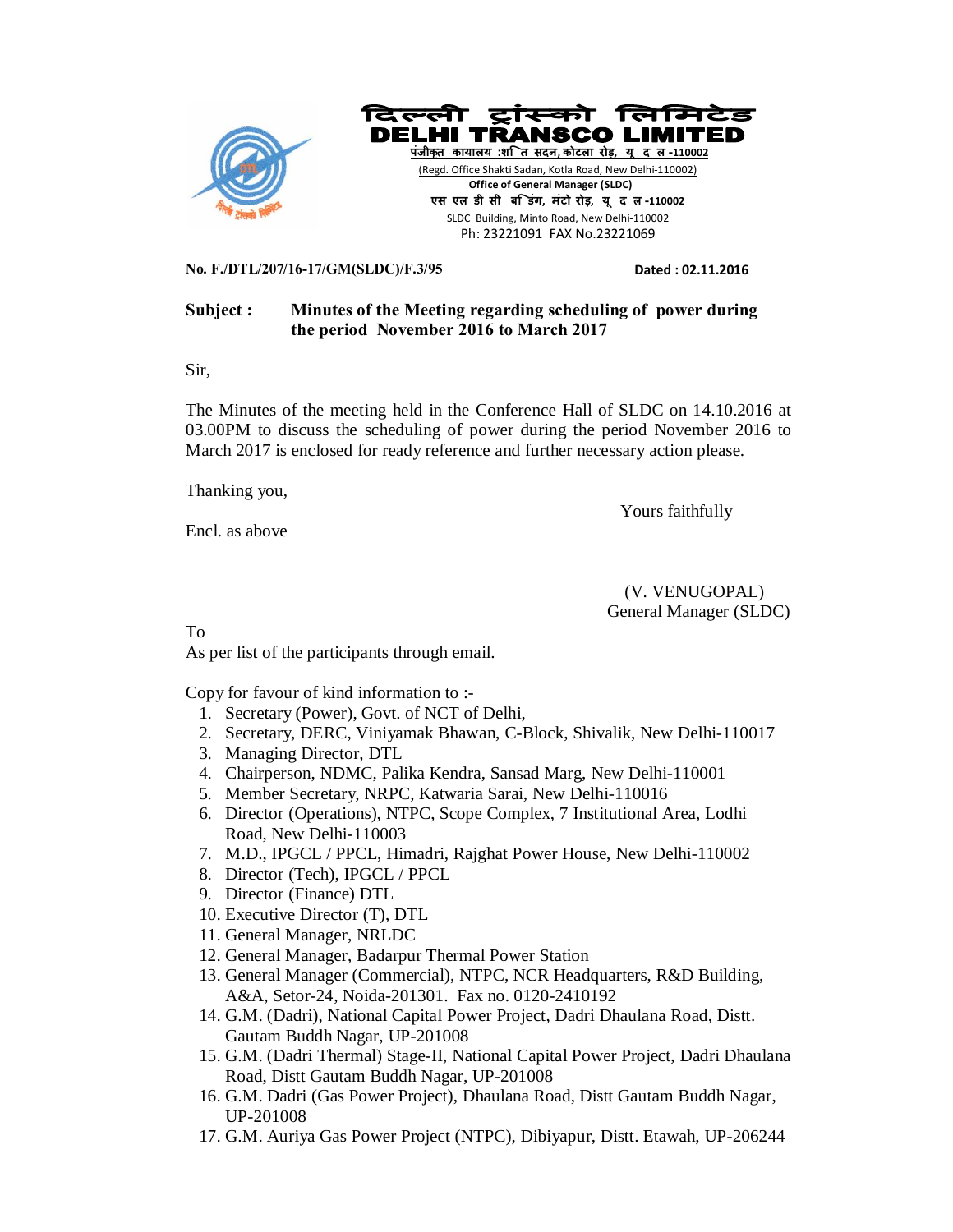# दिल्ली ट्रांस्को लिमिटेड
# DELHI TRANSCO LIMITED

पंजीकृत कार्यालय :शक्ति सदन, कोटला रोड, नई दिल्ली -110002
(Regd. Office Shakti Sadan, Kotla Road, New Delhi-110002)
**Office of General Manager (SLDC)**
एस एल डी सी बिल्डिंग, मिंटो रोड, नई दिल्ली -110002
SLDC Building, Minto Road, New Delhi-110002
Ph: 23221091 FAX No.23221069

**No. F./DTL/207/16-17/GM(SLDC)/F.3/95** **Dated : 02.11.2016**

**Subject : Minutes of the Meeting regarding scheduling of power during the period November 2016 to March 2017**

Sir,

The Minutes of the meeting held in the Conference Hall of SLDC on 14.10.2016 at 03.00PM to discuss the scheduling of power during the period November 2016 to March 2017 is enclosed for ready reference and further necessary action please.

Thanking you,

Yours faithfully

Encl. as above

(V. VENUGOPAL)
General Manager (SLDC)

To
As per list of the participants through email.

Copy for favour of kind information to :-

1. Secretary (Power), Govt. of NCT of Delhi,
2. Secretary, DERC, Viniyamak Bhawan, C-Block, Shivalik, New Delhi-110017
3. Managing Director, DTL
4. Chairperson, NDMC, Palika Kendra, Sansad Marg, New Delhi-110001
5. Member Secretary, NRPC, Katwaria Sarai, New Delhi-110016
6. Director (Operations), NTPC, Scope Complex, 7 Institutional Area, Lodhi Road, New Delhi-110003
7. M.D., IPGCL / PPCL, Himadri, Rajghat Power House, New Delhi-110002
8. Director (Tech), IPGCL / PPCL
9. Director (Finance) DTL
10. Executive Director (T), DTL
11. General Manager, NRLDC
12. General Manager, Badarpur Thermal Power Station
13. General Manager (Commercial), NTPC, NCR Headquarters, R&D Building, A&A, Setor-24, Noida-201301. Fax no. 0120-2410192
14. G.M. (Dadri), National Capital Power Project, Dadri Dhaulana Road, Distt. Gautam Buddh Nagar, UP-201008
15. G.M. (Dadri Thermal) Stage-II, National Capital Power Project, Dadri Dhaulana Road, Distt Gautam Buddh Nagar, UP-201008
16. G.M. Dadri (Gas Power Project), Dhaulana Road, Distt Gautam Buddh Nagar, UP-201008
17. G.M. Auriya Gas Power Project (NTPC), Dibiyapur, Distt. Etawah, UP-206244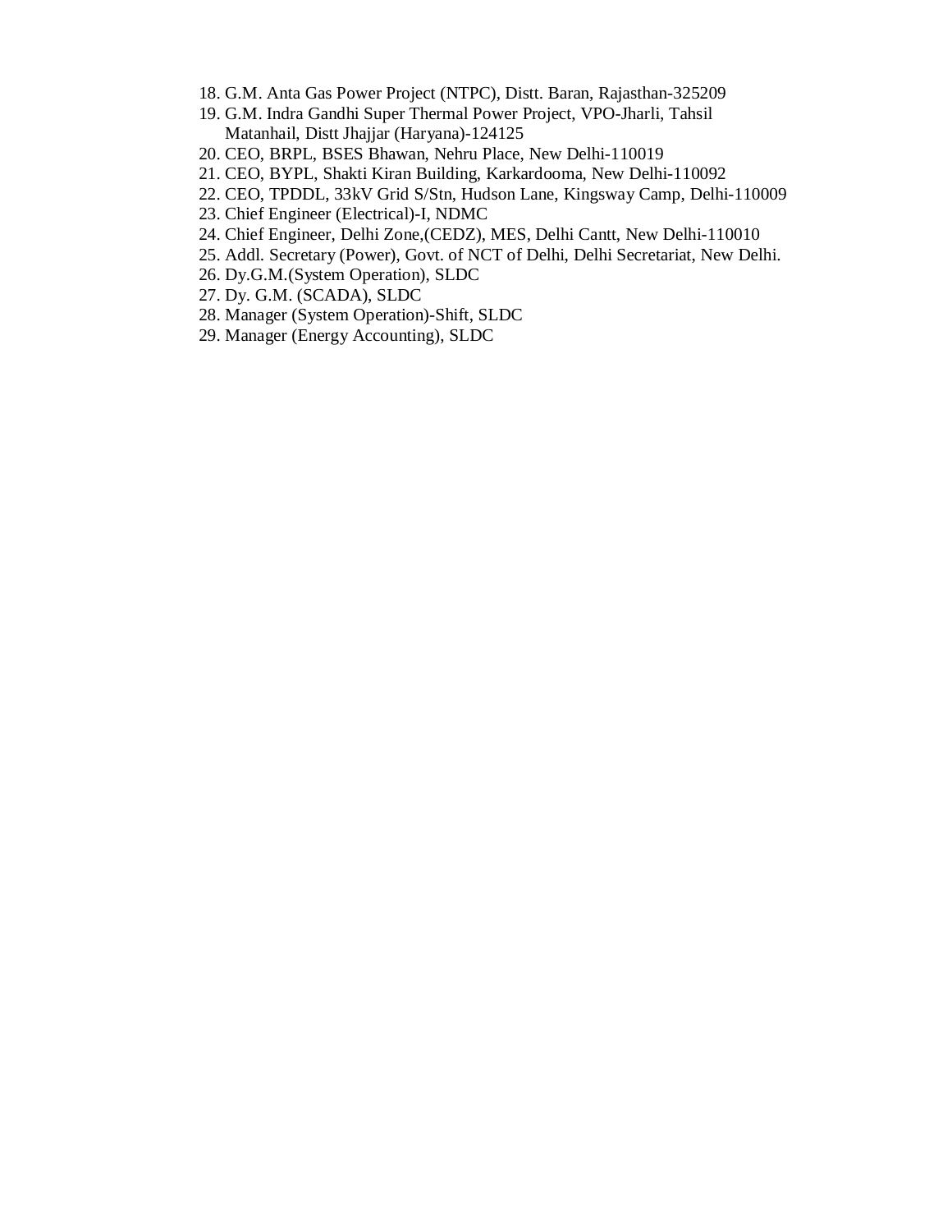18. G.M. Anta Gas Power Project (NTPC), Distt. Baran, Rajasthan-325209
19. G.M. Indra Gandhi Super Thermal Power Project, VPO-Jharli, Tahsil Matanhail, Distt Jhajjar (Haryana)-124125
20. CEO, BRPL, BSES Bhawan, Nehru Place, New Delhi-110019
21. CEO, BYPL, Shakti Kiran Building, Karkardooma, New Delhi-110092
22. CEO, TPDDL, 33kV Grid S/Stn, Hudson Lane, Kingsway Camp, Delhi-110009
23. Chief Engineer (Electrical)-I, NDMC
24. Chief Engineer, Delhi Zone,(CEDZ), MES, Delhi Cantt, New Delhi-110010
25. Addl. Secretary (Power), Govt. of NCT of Delhi, Delhi Secretariat, New Delhi.
26. Dy.G.M.(System Operation), SLDC
27. Dy. G.M. (SCADA), SLDC
28. Manager (System Operation)-Shift, SLDC
29. Manager (Energy Accounting), SLDC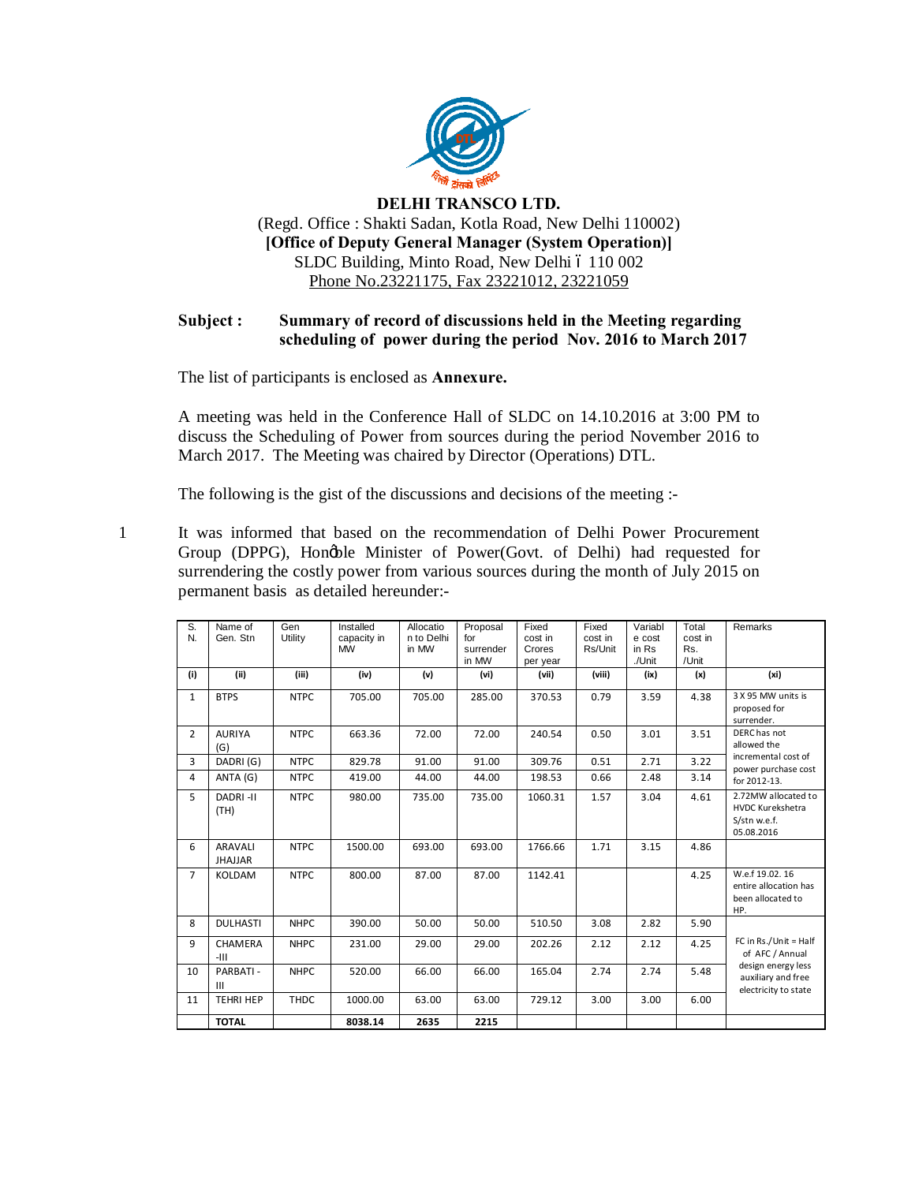# DELHI TRANSCO LTD.

(Regd. Office : Shakti Sadan, Kotla Road, New Delhi 110002)

**[Office of Deputy General Manager (System Operation)]**

SLDC Building, Minto Road, New Delhi – 110 002

Phone No.23221175, Fax 23221012, 23221059

**Subject : Summary of record of discussions held in the Meeting regarding scheduling of power during the period Nov. 2016 to March 2017**

The list of participants is enclosed as **Annexure.**

A meeting was held in the Conference Hall of SLDC on 14.10.2016 at 3:00 PM to discuss the Scheduling of Power from sources during the period November 2016 to March 2017. The Meeting was chaired by Director (Operations) DTL.

The following is the gist of the discussions and decisions of the meeting :-

1 It was informed that based on the recommendation of Delhi Power Procurement Group (DPPG), Hon'ble Minister of Power(Govt. of Delhi) had requested for surrendering the costly power from various sources during the month of July 2015 on permanent basis as detailed hereunder:-

| S. N. | Name of Gen. Stn | Gen Utility | Installed capacity in MW | Allocation to Delhi in MW | Proposal for surrender in MW | Fixed cost in Crores per year | Fixed cost in Rs/Unit | Variable cost in Rs ./Unit | Total cost in Rs. /Unit | Remarks |
|---|---|---|---|---|---|---|---|---|---|---|
| (i) | (ii) | (iii) | (iv) | (v) | (vi) | (vii) | (viii) | (ix) | (x) | (xi) |
| 1 | BTPS | NTPC | 705.00 | 705.00 | 285.00 | 370.53 | 0.79 | 3.59 | 4.38 | 3 X 95 MW units is proposed for surrender. |
| 2 | AURIYA (G) | NTPC | 663.36 | 72.00 | 72.00 | 240.54 | 0.50 | 3.01 | 3.51 | DERC has not allowed the incremental cost of power purchase cost for 2012-13. |
| 3 | DADRI (G) | NTPC | 829.78 | 91.00 | 91.00 | 309.76 | 0.51 | 2.71 | 3.22 | |
| 4 | ANTA (G) | NTPC | 419.00 | 44.00 | 44.00 | 198.53 | 0.66 | 2.48 | 3.14 | |
| 5 | DADRI -II (TH) | NTPC | 980.00 | 735.00 | 735.00 | 1060.31 | 1.57 | 3.04 | 4.61 | 2.72MW allocated to HVDC Kurekshetra S/stn w.e.f. 05.08.2016 |
| 6 | ARAVALI JHAJJAR | NTPC | 1500.00 | 693.00 | 693.00 | 1766.66 | 1.71 | 3.15 | 4.86 | |
| 7 | KOLDAM | NTPC | 800.00 | 87.00 | 87.00 | 1142.41 | | | 4.25 | W.e.f 19.02. 16 entire allocation has been allocated to HP. |
| 8 | DULHASTI | NHPC | 390.00 | 50.00 | 50.00 | 510.50 | 3.08 | 2.82 | 5.90 | FC in Rs./Unit = Half of AFC / Annual design energy less auxiliary and free electricity to state |
| 9 | CHAMERA -III | NHPC | 231.00 | 29.00 | 29.00 | 202.26 | 2.12 | 2.12 | 4.25 | |
| 10 | PARBATI - III | NHPC | 520.00 | 66.00 | 66.00 | 165.04 | 2.74 | 2.74 | 5.48 | |
| 11 | TEHRI HEP | THDC | 1000.00 | 63.00 | 63.00 | 729.12 | 3.00 | 3.00 | 6.00 | |
| | **TOTAL** | | **8038.14** | **2635** | **2215** | | | | | |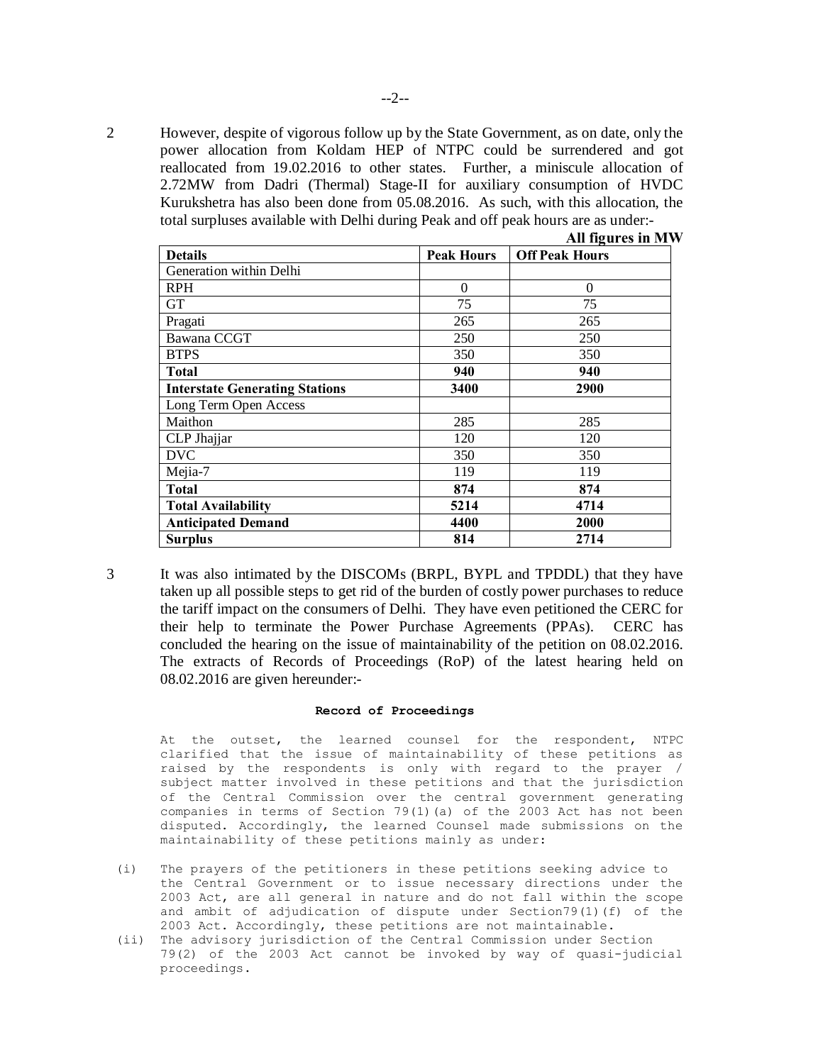2 However, despite of vigorous follow up by the State Government, as on date, only the power allocation from Koldam HEP of NTPC could be surrendered and got reallocated from 19.02.2016 to other states. Further, a miniscule allocation of 2.72MW from Dadri (Thermal) Stage-II for auxiliary consumption of HVDC Kurukshetra has also been done from 05.08.2016. As such, with this allocation, the total surpluses available with Delhi during Peak and off peak hours are as under:-

**All figures in MW**

| **Details** | **Peak Hours** | **Off Peak Hours** |
|---|---|---|
| Generation within Delhi | | |
| RPH | 0 | 0 |
| GT | 75 | 75 |
| Pragati | 265 | 265 |
| Bawana CCGT | 250 | 250 |
| BTPS | 350 | 350 |
| **Total** | **940** | **940** |
| **Interstate Generating Stations** | **3400** | **2900** |
| Long Term Open Access | | |
| Maithon | 285 | 285 |
| CLP Jhajjar | 120 | 120 |
| DVC | 350 | 350 |
| Mejia-7 | 119 | 119 |
| **Total** | **874** | **874** |
| **Total Availability** | **5214** | **4714** |
| **Anticipated Demand** | **4400** | **2000** |
| **Surplus** | **814** | **2714** |

3 It was also intimated by the DISCOMs (BRPL, BYPL and TPDDL) that they have taken up all possible steps to get rid of the burden of costly power purchases to reduce the tariff impact on the consumers of Delhi. They have even petitioned the CERC for their help to terminate the Power Purchase Agreements (PPAs). CERC has concluded the hearing on the issue of maintainability of the petition on 08.02.2016. The extracts of Records of Proceedings (RoP) of the latest hearing held on 08.02.2016 are given hereunder:-

**Record of Proceedings**

At the outset, the learned counsel for the respondent, NTPC clarified that the issue of maintainability of these petitions as raised by the respondents is only with regard to the prayer / subject matter involved in these petitions and that the jurisdiction of the Central Commission over the central government generating companies in terms of Section 79(1)(a) of the 2003 Act has not been disputed. Accordingly, the learned Counsel made submissions on the maintainability of these petitions mainly as under:

(i) The prayers of the petitioners in these petitions seeking advice to the Central Government or to issue necessary directions under the 2003 Act, are all general in nature and do not fall within the scope and ambit of adjudication of dispute under Section79(1)(f) of the 2003 Act. Accordingly, these petitions are not maintainable.

(ii) The advisory jurisdiction of the Central Commission under Section 79(2) of the 2003 Act cannot be invoked by way of quasi-judicial proceedings.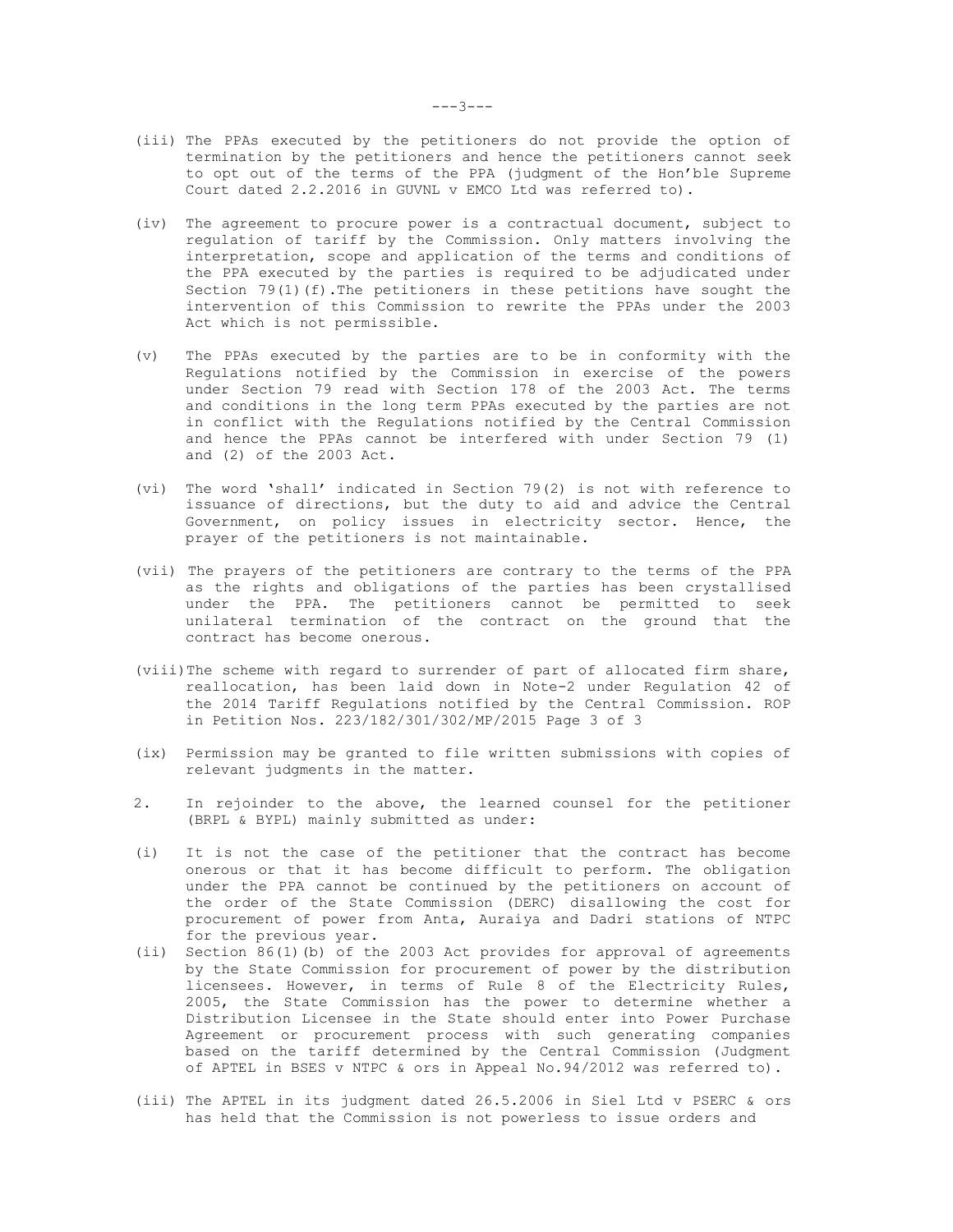(iii) The PPAs executed by the petitioners do not provide the option of termination by the petitioners and hence the petitioners cannot seek to opt out of the terms of the PPA (judgment of the Hon'ble Supreme Court dated 2.2.2016 in GUVNL v EMCO Ltd was referred to).

(iv) The agreement to procure power is a contractual document, subject to regulation of tariff by the Commission. Only matters involving the interpretation, scope and application of the terms and conditions of the PPA executed by the parties is required to be adjudicated under Section 79(1)(f).The petitioners in these petitions have sought the intervention of this Commission to rewrite the PPAs under the 2003 Act which is not permissible.

(v) The PPAs executed by the parties are to be in conformity with the Regulations notified by the Commission in exercise of the powers under Section 79 read with Section 178 of the 2003 Act. The terms and conditions in the long term PPAs executed by the parties are not in conflict with the Regulations notified by the Central Commission and hence the PPAs cannot be interfered with under Section 79 (1) and (2) of the 2003 Act.

(vi) The word 'shall' indicated in Section 79(2) is not with reference to issuance of directions, but the duty to aid and advice the Central Government, on policy issues in electricity sector. Hence, the prayer of the petitioners is not maintainable.

(vii) The prayers of the petitioners are contrary to the terms of the PPA as the rights and obligations of the parties has been crystallised under the PPA. The petitioners cannot be permitted to seek unilateral termination of the contract on the ground that the contract has become onerous.

(viii) The scheme with regard to surrender of part of allocated firm share, reallocation, has been laid down in Note-2 under Regulation 42 of the 2014 Tariff Regulations notified by the Central Commission. ROP in Petition Nos. 223/182/301/302/MP/2015 Page 3 of 3

(ix) Permission may be granted to file written submissions with copies of relevant judgments in the matter.

2. In rejoinder to the above, the learned counsel for the petitioner (BRPL & BYPL) mainly submitted as under:

(i) It is not the case of the petitioner that the contract has become onerous or that it has become difficult to perform. The obligation under the PPA cannot be continued by the petitioners on account of the order of the State Commission (DERC) disallowing the cost for procurement of power from Anta, Auraiya and Dadri stations of NTPC for the previous year.

(ii) Section 86(1)(b) of the 2003 Act provides for approval of agreements by the State Commission for procurement of power by the distribution licensees. However, in terms of Rule 8 of the Electricity Rules, 2005, the State Commission has the power to determine whether a Distribution Licensee in the State should enter into Power Purchase Agreement or procurement process with such generating companies based on the tariff determined by the Central Commission (Judgment of APTEL in BSES v NTPC & ors in Appeal No.94/2012 was referred to).

(iii) The APTEL in its judgment dated 26.5.2006 in Siel Ltd v PSERC & ors has held that the Commission is not powerless to issue orders and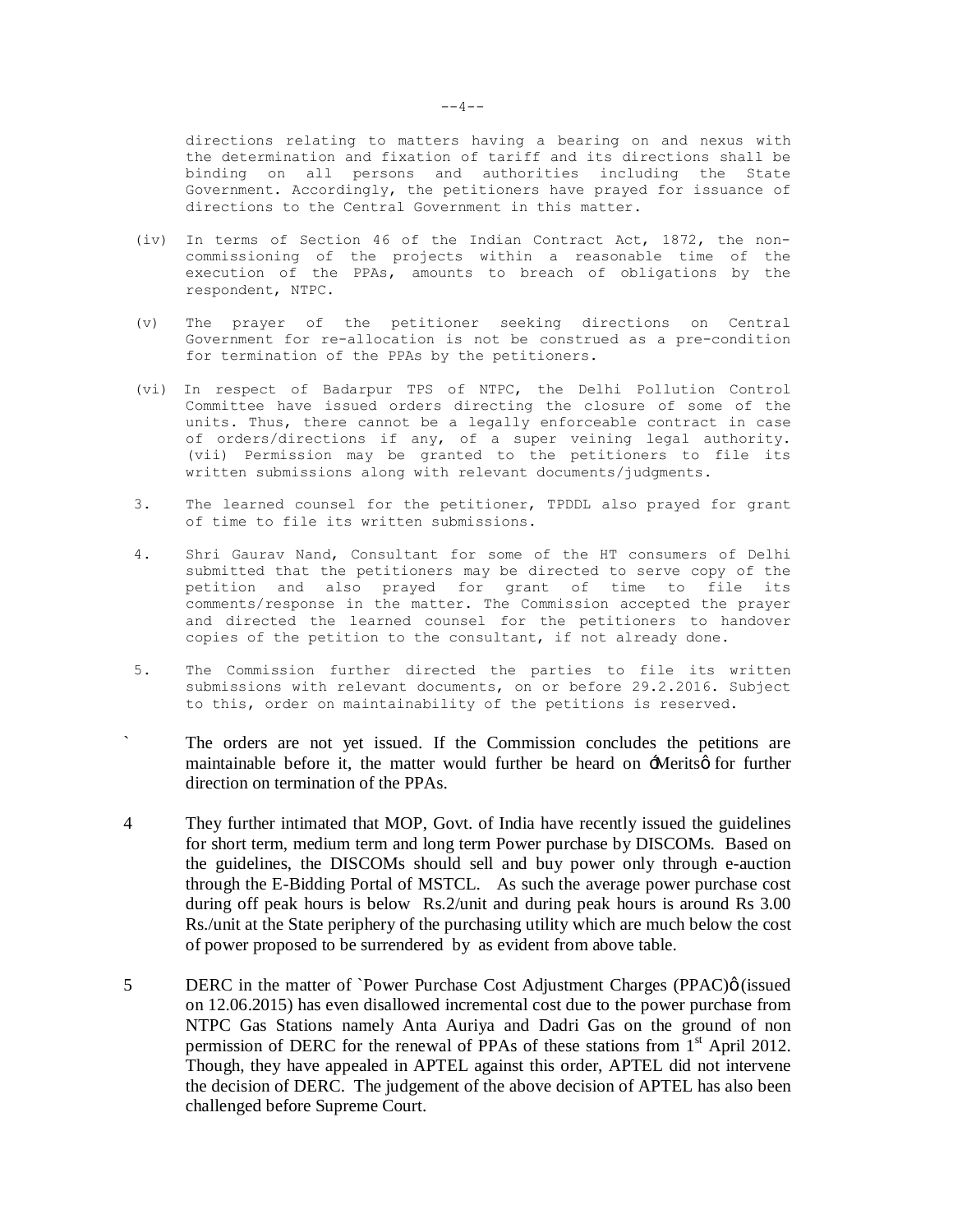directions relating to matters having a bearing on and nexus with the determination and fixation of tariff and its directions shall be binding on all persons and authorities including the State Government. Accordingly, the petitioners have prayed for issuance of directions to the Central Government in this matter.

(iv) In terms of Section 46 of the Indian Contract Act, 1872, the non-commissioning of the projects within a reasonable time of the execution of the PPAs, amounts to breach of obligations by the respondent, NTPC.

(v) The prayer of the petitioner seeking directions on Central Government for re-allocation is not be construed as a pre-condition for termination of the PPAs by the petitioners.

(vi) In respect of Badarpur TPS of NTPC, the Delhi Pollution Control Committee have issued orders directing the closure of some of the units. Thus, there cannot be a legally enforceable contract in case of orders/directions if any, of a super veining legal authority. (vii) Permission may be granted to the petitioners to file its written submissions along with relevant documents/judgments.

3. The learned counsel for the petitioner, TPDDL also prayed for grant of time to file its written submissions.

4. Shri Gaurav Nand, Consultant for some of the HT consumers of Delhi submitted that the petitioners may be directed to serve copy of the petition and also prayed for grant of time to file its comments/response in the matter. The Commission accepted the prayer and directed the learned counsel for the petitioners to handover copies of the petition to the consultant, if not already done.

5. The Commission further directed the parties to file its written submissions with relevant documents, on or before 29.2.2016. Subject to this, order on maintainability of the petitions is reserved.

` The orders are not yet issued. If the Commission concludes the petitions are maintainable before it, the matter would further be heard on ‘Merits’ for further direction on termination of the PPAs.

4 They further intimated that MOP, Govt. of India have recently issued the guidelines for short term, medium term and long term Power purchase by DISCOMs. Based on the guidelines, the DISCOMs should sell and buy power only through e-auction through the E-Bidding Portal of MSTCL. As such the average power purchase cost during off peak hours is below Rs.2/unit and during peak hours is around Rs 3.00 Rs./unit at the State periphery of the purchasing utility which are much below the cost of power proposed to be surrendered by as evident from above table.

5 DERC in the matter of `Power Purchase Cost Adjustment Charges (PPAC)’ (issued on 12.06.2015) has even disallowed incremental cost due to the power purchase from NTPC Gas Stations namely Anta Auriya and Dadri Gas on the ground of non permission of DERC for the renewal of PPAs of these stations from 1st April 2012. Though, they have appealed in APTEL against this order, APTEL did not intervene the decision of DERC. The judgement of the above decision of APTEL has also been challenged before Supreme Court.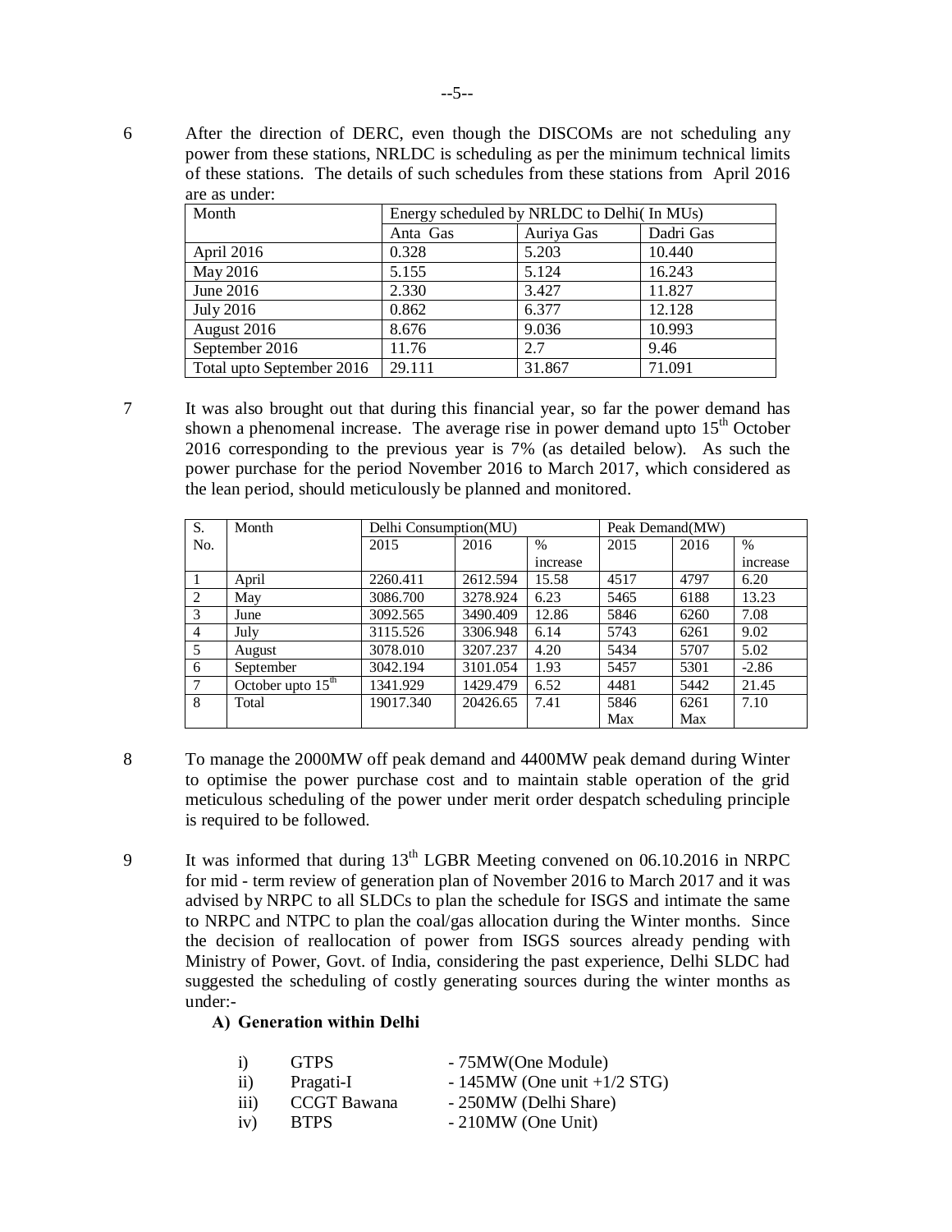6 After the direction of DERC, even though the DISCOMs are not scheduling any power from these stations, NRLDC is scheduling as per the minimum technical limits of these stations. The details of such schedules from these stations from April 2016 are as under:

| Month | Energy scheduled by NRLDC to Delhi( In MUs) | | |
|---|---|---|---|
| | Anta Gas | Auriya Gas | Dadri Gas |
| April 2016 | 0.328 | 5.203 | 10.440 |
| May 2016 | 5.155 | 5.124 | 16.243 |
| June 2016 | 2.330 | 3.427 | 11.827 |
| July 2016 | 0.862 | 6.377 | 12.128 |
| August 2016 | 8.676 | 9.036 | 10.993 |
| September 2016 | 11.76 | 2.7 | 9.46 |
| Total upto September 2016 | 29.111 | 31.867 | 71.091 |

7 It was also brought out that during this financial year, so far the power demand has shown a phenomenal increase. The average rise in power demand upto 15th October 2016 corresponding to the previous year is 7% (as detailed below). As such the power purchase for the period November 2016 to March 2017, which considered as the lean period, should meticulously be planned and monitored.

| S. No. | Month | Delhi Consumption(MU) | | | Peak Demand(MW) | | |
|---|---|---|---|---|---|---|---|
| | | 2015 | 2016 | % increase | 2015 | 2016 | % increase |
| 1 | April | 2260.411 | 2612.594 | 15.58 | 4517 | 4797 | 6.20 |
| 2 | May | 3086.700 | 3278.924 | 6.23 | 5465 | 6188 | 13.23 |
| 3 | June | 3092.565 | 3490.409 | 12.86 | 5846 | 6260 | 7.08 |
| 4 | July | 3115.526 | 3306.948 | 6.14 | 5743 | 6261 | 9.02 |
| 5 | August | 3078.010 | 3207.237 | 4.20 | 5434 | 5707 | 5.02 |
| 6 | September | 3042.194 | 3101.054 | 1.93 | 5457 | 5301 | -2.86 |
| 7 | October upto 15th | 1341.929 | 1429.479 | 6.52 | 4481 | 5442 | 21.45 |
| 8 | Total | 19017.340 | 20426.65 | 7.41 | 5846 Max | 6261 Max | 7.10 |

8 To manage the 2000MW off peak demand and 4400MW peak demand during Winter to optimise the power purchase cost and to maintain stable operation of the grid meticulous scheduling of the power under merit order despatch scheduling principle is required to be followed.

9 It was informed that during 13th LGBR Meeting convened on 06.10.2016 in NRPC for mid - term review of generation plan of November 2016 to March 2017 and it was advised by NRPC to all SLDCs to plan the schedule for ISGS and intimate the same to NRPC and NTPC to plan the coal/gas allocation during the Winter months. Since the decision of reallocation of power from ISGS sources already pending with Ministry of Power, Govt. of India, considering the past experience, Delhi SLDC had suggested the scheduling of costly generating sources during the winter months as under:-

**A) Generation within Delhi**

i) GTPS - 75MW(One Module)
ii) Pragati-I - 145MW (One unit +1/2 STG)
iii) CCGT Bawana - 250MW (Delhi Share)
iv) BTPS - 210MW (One Unit)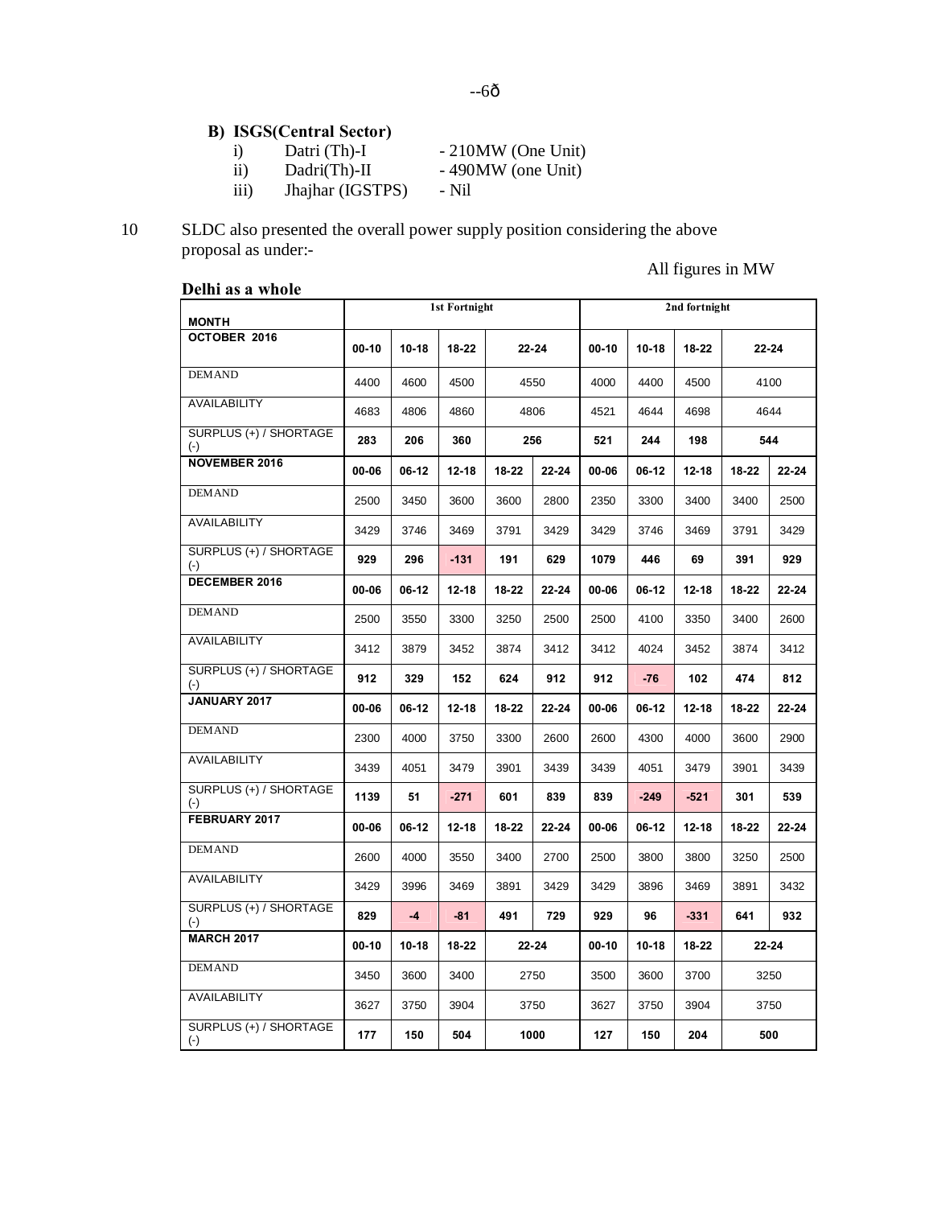**B) ISGS(Central Sector)**

| | | |
|---|---|---|
| i) | Datri (Th)-I | - 210MW (One Unit) |
| ii) | Dadri(Th)-II | - 490MW (one Unit) |
| iii) | Jhajhar (IGSTPS) | - Nil |

10 SLDC also presented the overall power supply position considering the above proposal as under:-

All figures in MW

**Delhi as a whole**

| MONTH | 1st Fortnight | | | | | 2nd fortnight | | | | |
|---|---|---|---|---|---|---|---|---|---|---|
| **OCTOBER 2016** | **00-10** | **10-18** | **18-22** | **22-24** | | **00-10** | **10-18** | **18-22** | **22-24** | |
| DEMAND | 4400 | 4600 | 4500 | 4550 | | 4000 | 4400 | 4500 | 4100 | |
| AVAILABILITY | 4683 | 4806 | 4860 | 4806 | | 4521 | 4644 | 4698 | 4644 | |
| SURPLUS (+) / SHORTAGE (-) | **283** | **206** | **360** | **256** | | **521** | **244** | **198** | **544** | |
| **NOVEMBER 2016** | **00-06** | **06-12** | **12-18** | **18-22** | **22-24** | **00-06** | **06-12** | **12-18** | **18-22** | **22-24** |
| DEMAND | 2500 | 3450 | 3600 | 3600 | 2800 | 2350 | 3300 | 3400 | 3400 | 2500 |
| AVAILABILITY | 3429 | 3746 | 3469 | 3791 | 3429 | 3429 | 3746 | 3469 | 3791 | 3429 |
| SURPLUS (+) / SHORTAGE (-) | **929** | **296** | **-131** | **191** | **629** | **1079** | **446** | **69** | **391** | **929** |
| **DECEMBER 2016** | **00-06** | **06-12** | **12-18** | **18-22** | **22-24** | **00-06** | **06-12** | **12-18** | **18-22** | **22-24** |
| DEMAND | 2500 | 3550 | 3300 | 3250 | 2500 | 2500 | 4100 | 3350 | 3400 | 2600 |
| AVAILABILITY | 3412 | 3879 | 3452 | 3874 | 3412 | 3412 | 4024 | 3452 | 3874 | 3412 |
| SURPLUS (+) / SHORTAGE (-) | **912** | **329** | **152** | **624** | **912** | **912** | **-76** | **102** | **474** | **812** |
| **JANUARY 2017** | **00-06** | **06-12** | **12-18** | **18-22** | **22-24** | **00-06** | **06-12** | **12-18** | **18-22** | **22-24** |
| DEMAND | 2300 | 4000 | 3750 | 3300 | 2600 | 2600 | 4300 | 4000 | 3600 | 2900 |
| AVAILABILITY | 3439 | 4051 | 3479 | 3901 | 3439 | 3439 | 4051 | 3479 | 3901 | 3439 |
| SURPLUS (+) / SHORTAGE (-) | **1139** | **51** | **-271** | **601** | **839** | **839** | **-249** | **-521** | **301** | **539** |
| **FEBRUARY 2017** | **00-06** | **06-12** | **12-18** | **18-22** | **22-24** | **00-06** | **06-12** | **12-18** | **18-22** | **22-24** |
| DEMAND | 2600 | 4000 | 3550 | 3400 | 2700 | 2500 | 3800 | 3800 | 3250 | 2500 |
| AVAILABILITY | 3429 | 3996 | 3469 | 3891 | 3429 | 3429 | 3896 | 3469 | 3891 | 3432 |
| SURPLUS (+) / SHORTAGE (-) | **829** | **-4** | **-81** | **491** | **729** | **929** | **96** | **-331** | **641** | **932** |
| **MARCH 2017** | **00-10** | **10-18** | **18-22** | **22-24** | | **00-10** | **10-18** | **18-22** | **22-24** | |
| DEMAND | 3450 | 3600 | 3400 | 2750 | | 3500 | 3600 | 3700 | 3250 | |
| AVAILABILITY | 3627 | 3750 | 3904 | 3750 | | 3627 | 3750 | 3904 | 3750 | |
| SURPLUS (+) / SHORTAGE (-) | **177** | **150** | **504** | **1000** | | **127** | **150** | **204** | **500** | |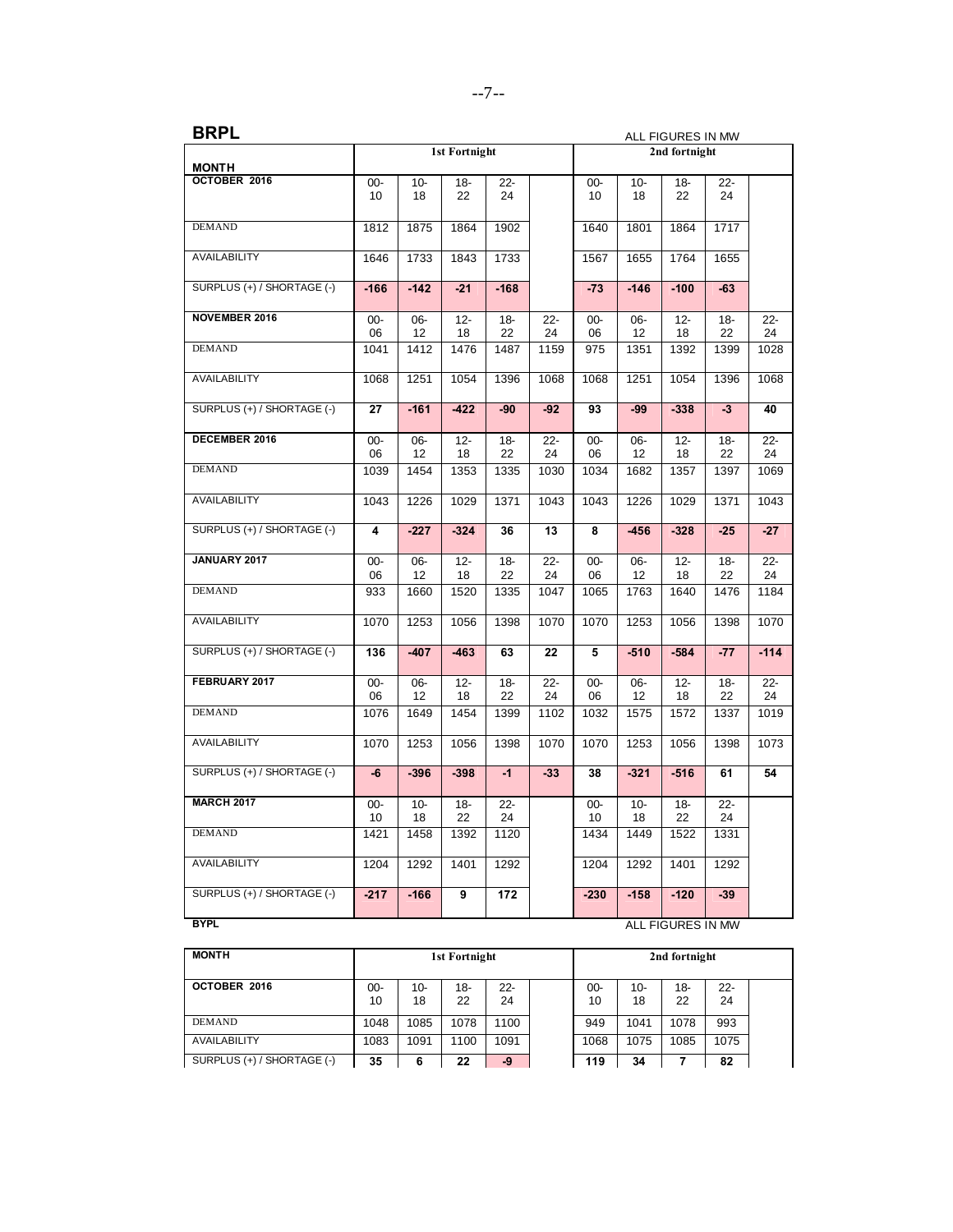## BRPL

ALL FIGURES IN MW

| MONTH | 1st Fortnight | | | | | 2nd fortnight | | | | |
|---|---|---|---|---|---|---|---|---|---|---|
| OCTOBER 2016 | 00-10 | 10-18 | 18-22 | 22-24 | | 00-10 | 10-18 | 18-22 | 22-24 | |
| DEMAND | 1812 | 1875 | 1864 | 1902 | | 1640 | 1801 | 1864 | 1717 | |
| AVAILABILITY | 1646 | 1733 | 1843 | 1733 | | 1567 | 1655 | 1764 | 1655 | |
| SURPLUS (+) / SHORTAGE (-) | **-166** | **-142** | **-21** | **-168** | | **-73** | **-146** | **-100** | **-63** | |
| NOVEMBER 2016 | 00-06 | 06-12 | 12-18 | 18-22 | 22-24 | 00-06 | 06-12 | 12-18 | 18-22 | 22-24 |
| DEMAND | 1041 | 1412 | 1476 | 1487 | 1159 | 975 | 1351 | 1392 | 1399 | 1028 |
| AVAILABILITY | 1068 | 1251 | 1054 | 1396 | 1068 | 1068 | 1251 | 1054 | 1396 | 1068 |
| SURPLUS (+) / SHORTAGE (-) | **27** | **-161** | **-422** | **-90** | **-92** | **93** | **-99** | **-338** | **-3** | **40** |
| DECEMBER 2016 | 00-06 | 06-12 | 12-18 | 18-22 | 22-24 | 00-06 | 06-12 | 12-18 | 18-22 | 22-24 |
| DEMAND | 1039 | 1454 | 1353 | 1335 | 1030 | 1034 | 1682 | 1357 | 1397 | 1069 |
| AVAILABILITY | 1043 | 1226 | 1029 | 1371 | 1043 | 1043 | 1226 | 1029 | 1371 | 1043 |
| SURPLUS (+) / SHORTAGE (-) | **4** | **-227** | **-324** | **36** | **13** | **8** | **-456** | **-328** | **-25** | **-27** |
| JANUARY 2017 | 00-06 | 06-12 | 12-18 | 18-22 | 22-24 | 00-06 | 06-12 | 12-18 | 18-22 | 22-24 |
| DEMAND | 933 | 1660 | 1520 | 1335 | 1047 | 1065 | 1763 | 1640 | 1476 | 1184 |
| AVAILABILITY | 1070 | 1253 | 1056 | 1398 | 1070 | 1070 | 1253 | 1056 | 1398 | 1070 |
| SURPLUS (+) / SHORTAGE (-) | **136** | **-407** | **-463** | **63** | **22** | **5** | **-510** | **-584** | **-77** | **-114** |
| FEBRUARY 2017 | 00-06 | 06-12 | 12-18 | 18-22 | 22-24 | 00-06 | 06-12 | 12-18 | 18-22 | 22-24 |
| DEMAND | 1076 | 1649 | 1454 | 1399 | 1102 | 1032 | 1575 | 1572 | 1337 | 1019 |
| AVAILABILITY | 1070 | 1253 | 1056 | 1398 | 1070 | 1070 | 1253 | 1056 | 1398 | 1073 |
| SURPLUS (+) / SHORTAGE (-) | **-6** | **-396** | **-398** | **-1** | **-33** | **38** | **-321** | **-516** | **61** | **54** |
| MARCH 2017 | 00-10 | 10-18 | 18-22 | 22-24 | | 00-10 | 10-18 | 18-22 | 22-24 | |
| DEMAND | 1421 | 1458 | 1392 | 1120 | | 1434 | 1449 | 1522 | 1331 | |
| AVAILABILITY | 1204 | 1292 | 1401 | 1292 | | 1204 | 1292 | 1401 | 1292 | |
| SURPLUS (+) / SHORTAGE (-) | **-217** | **-166** | **9** | **172** | | **-230** | **-158** | **-120** | **-39** | |

## BYPL

ALL FIGURES IN MW

| MONTH | 1st Fortnight | | | | | 2nd fortnight | | | | |
|---|---|---|---|---|---|---|---|---|---|---|
| OCTOBER 2016 | 00-10 | 10-18 | 18-22 | 22-24 | | 00-10 | 10-18 | 18-22 | 22-24 | |
| DEMAND | 1048 | 1085 | 1078 | 1100 | | 949 | 1041 | 1078 | 993 | |
| AVAILABILITY | 1083 | 1091 | 1100 | 1091 | | 1068 | 1075 | 1085 | 1075 | |
| SURPLUS (+) / SHORTAGE (-) | **35** | **6** | **22** | **-9** | | **119** | **34** | **7** | **82** | |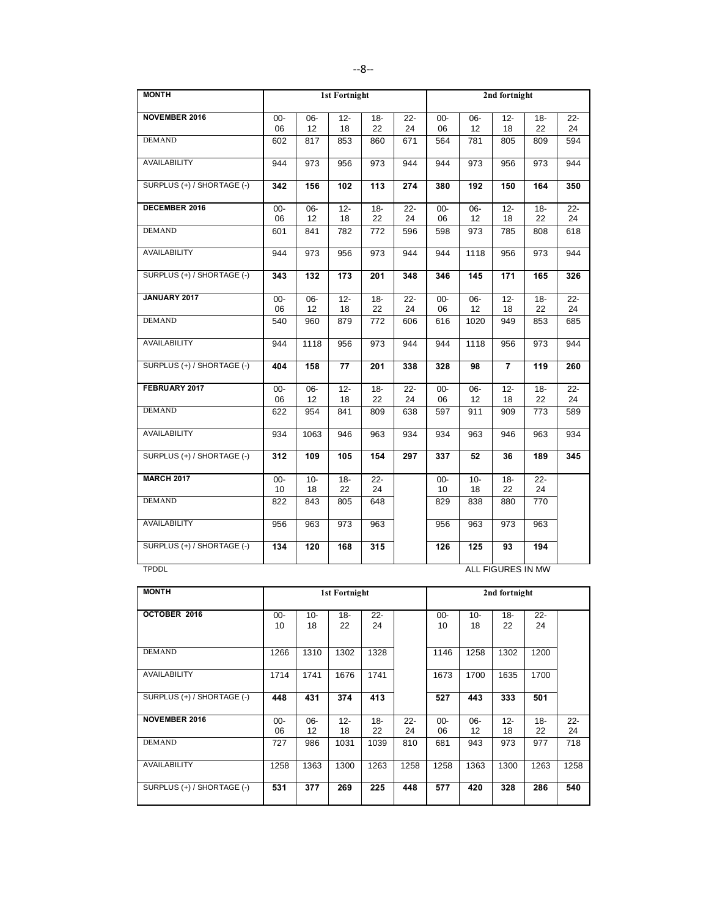| MONTH | 1st Fortnight | | | | | 2nd fortnight | | | | |
|---|---|---|---|---|---|---|---|---|---|---|
| **NOVEMBER 2016** | 00-06 | 06-12 | 12-18 | 18-22 | 22-24 | 00-06 | 06-12 | 12-18 | 18-22 | 22-24 |
| DEMAND | 602 | 817 | 853 | 860 | 671 | 564 | 781 | 805 | 809 | 594 |
| AVAILABILITY | 944 | 973 | 956 | 973 | 944 | 944 | 973 | 956 | 973 | 944 |
| SURPLUS (+) / SHORTAGE (-) | **342** | **156** | **102** | **113** | **274** | **380** | **192** | **150** | **164** | **350** |
| **DECEMBER 2016** | 00-06 | 06-12 | 12-18 | 18-22 | 22-24 | 00-06 | 06-12 | 12-18 | 18-22 | 22-24 |
| DEMAND | 601 | 841 | 782 | 772 | 596 | 598 | 973 | 785 | 808 | 618 |
| AVAILABILITY | 944 | 973 | 956 | 973 | 944 | 944 | 1118 | 956 | 973 | 944 |
| SURPLUS (+) / SHORTAGE (-) | **343** | **132** | **173** | **201** | **348** | **346** | **145** | **171** | **165** | **326** |
| **JANUARY 2017** | 00-06 | 06-12 | 12-18 | 18-22 | 22-24 | 00-06 | 06-12 | 12-18 | 18-22 | 22-24 |
| DEMAND | 540 | 960 | 879 | 772 | 606 | 616 | 1020 | 949 | 853 | 685 |
| AVAILABILITY | 944 | 1118 | 956 | 973 | 944 | 944 | 1118 | 956 | 973 | 944 |
| SURPLUS (+) / SHORTAGE (-) | **404** | **158** | **77** | **201** | **338** | **328** | **98** | **7** | **119** | **260** |
| **FEBRUARY 2017** | 00-06 | 06-12 | 12-18 | 18-22 | 22-24 | 00-06 | 06-12 | 12-18 | 18-22 | 22-24 |
| DEMAND | 622 | 954 | 841 | 809 | 638 | 597 | 911 | 909 | 773 | 589 |
| AVAILABILITY | 934 | 1063 | 946 | 963 | 934 | 934 | 963 | 946 | 963 | 934 |
| SURPLUS (+) / SHORTAGE (-) | **312** | **109** | **105** | **154** | **297** | **337** | **52** | **36** | **189** | **345** |
| **MARCH 2017** | 00-10 | 10-18 | 18-22 | 22-24 | | 00-10 | 10-18 | 18-22 | 22-24 | |
| DEMAND | 822 | 843 | 805 | 648 | | 829 | 838 | 880 | 770 | |
| AVAILABILITY | 956 | 963 | 973 | 963 | | 956 | 963 | 973 | 963 | |
| SURPLUS (+) / SHORTAGE (-) | **134** | **120** | **168** | **315** | | **126** | **125** | **93** | **194** | |

TPDDL

ALL FIGURES IN MW

| MONTH | 1st Fortnight | | | | | 2nd fortnight | | | | |
|---|---|---|---|---|---|---|---|---|---|---|
| **OCTOBER 2016** | 00-10 | 10-18 | 18-22 | 22-24 | | 00-10 | 10-18 | 18-22 | 22-24 | |
| DEMAND | 1266 | 1310 | 1302 | 1328 | | 1146 | 1258 | 1302 | 1200 | |
| AVAILABILITY | 1714 | 1741 | 1676 | 1741 | | 1673 | 1700 | 1635 | 1700 | |
| SURPLUS (+) / SHORTAGE (-) | **448** | **431** | **374** | **413** | | **527** | **443** | **333** | **501** | |
| **NOVEMBER 2016** | 00-06 | 06-12 | 12-18 | 18-22 | 22-24 | 00-06 | 06-12 | 12-18 | 18-22 | 22-24 |
| DEMAND | 727 | 986 | 1031 | 1039 | 810 | 681 | 943 | 973 | 977 | 718 |
| AVAILABILITY | 1258 | 1363 | 1300 | 1263 | 1258 | 1258 | 1363 | 1300 | 1263 | 1258 |
| SURPLUS (+) / SHORTAGE (-) | **531** | **377** | **269** | **225** | **448** | **577** | **420** | **328** | **286** | **540** |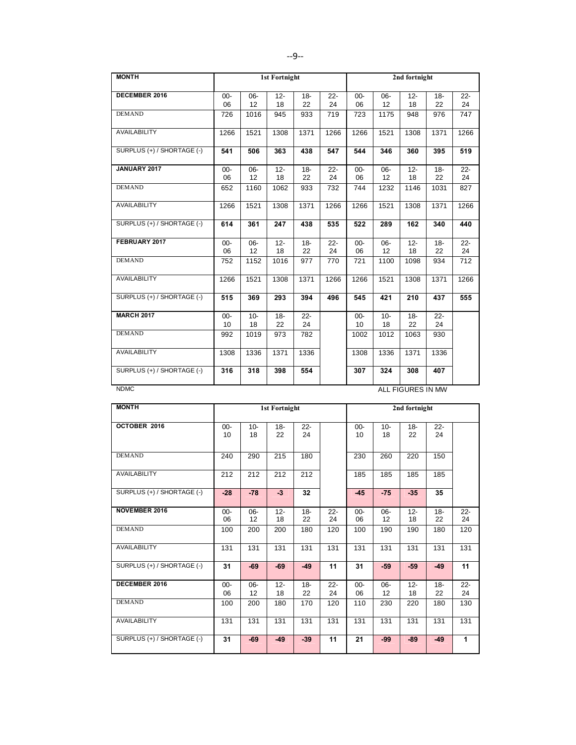| MONTH | 1st Fortnight | | | | | 2nd fortnight | | | | |
|---|---|---|---|---|---|---|---|---|---|---|
| **DECEMBER 2016** | 00-06 | 06-12 | 12-18 | 18-22 | 22-24 | 00-06 | 06-12 | 12-18 | 18-22 | 22-24 |
| DEMAND | 726 | 1016 | 945 | 933 | 719 | 723 | 1175 | 948 | 976 | 747 |
| AVAILABILITY | 1266 | 1521 | 1308 | 1371 | 1266 | 1266 | 1521 | 1308 | 1371 | 1266 |
| SURPLUS (+) / SHORTAGE (-) | **541** | **506** | **363** | **438** | **547** | **544** | **346** | **360** | **395** | **519** |
| **JANUARY 2017** | 00-06 | 06-12 | 12-18 | 18-22 | 22-24 | 00-06 | 06-12 | 12-18 | 18-22 | 22-24 |
| DEMAND | 652 | 1160 | 1062 | 933 | 732 | 744 | 1232 | 1146 | 1031 | 827 |
| AVAILABILITY | 1266 | 1521 | 1308 | 1371 | 1266 | 1266 | 1521 | 1308 | 1371 | 1266 |
| SURPLUS (+) / SHORTAGE (-) | **614** | **361** | **247** | **438** | **535** | **522** | **289** | **162** | **340** | **440** |
| **FEBRUARY 2017** | 00-06 | 06-12 | 12-18 | 18-22 | 22-24 | 00-06 | 06-12 | 12-18 | 18-22 | 22-24 |
| DEMAND | 752 | 1152 | 1016 | 977 | 770 | 721 | 1100 | 1098 | 934 | 712 |
| AVAILABILITY | 1266 | 1521 | 1308 | 1371 | 1266 | 1266 | 1521 | 1308 | 1371 | 1266 |
| SURPLUS (+) / SHORTAGE (-) | **515** | **369** | **293** | **394** | **496** | **545** | **421** | **210** | **437** | **555** |
| **MARCH 2017** | 00-10 | 10-18 | 18-22 | 22-24 | | 00-10 | 10-18 | 18-22 | 22-24 | |
| DEMAND | 992 | 1019 | 973 | 782 | | 1002 | 1012 | 1063 | 930 | |
| AVAILABILITY | 1308 | 1336 | 1371 | 1336 | | 1308 | 1336 | 1371 | 1336 | |
| SURPLUS (+) / SHORTAGE (-) | **316** | **318** | **398** | **554** | | **307** | **324** | **308** | **407** | |

NDMC

ALL FIGURES IN MW

| MONTH | 1st Fortnight | | | | | 2nd fortnight | | | | |
|---|---|---|---|---|---|---|---|---|---|---|
| **OCTOBER 2016** | 00-10 | 10-18 | 18-22 | 22-24 | | 00-10 | 10-18 | 18-22 | 22-24 | |
| DEMAND | 240 | 290 | 215 | 180 | | 230 | 260 | 220 | 150 | |
| AVAILABILITY | 212 | 212 | 212 | 212 | | 185 | 185 | 185 | 185 | |
| SURPLUS (+) / SHORTAGE (-) | **-28** | **-78** | **-3** | **32** | | **-45** | **-75** | **-35** | **35** | |
| **NOVEMBER 2016** | 00-06 | 06-12 | 12-18 | 18-22 | 22-24 | 00-06 | 06-12 | 12-18 | 18-22 | 22-24 |
| DEMAND | 100 | 200 | 200 | 180 | 120 | 100 | 190 | 190 | 180 | 120 |
| AVAILABILITY | 131 | 131 | 131 | 131 | 131 | 131 | 131 | 131 | 131 | 131 |
| SURPLUS (+) / SHORTAGE (-) | **31** | **-69** | **-69** | **-49** | **11** | **31** | **-59** | **-59** | **-49** | **11** |
| **DECEMBER 2016** | 00-06 | 06-12 | 12-18 | 18-22 | 22-24 | 00-06 | 06-12 | 12-18 | 18-22 | 22-24 |
| DEMAND | 100 | 200 | 180 | 170 | 120 | 110 | 230 | 220 | 180 | 130 |
| AVAILABILITY | 131 | 131 | 131 | 131 | 131 | 131 | 131 | 131 | 131 | 131 |
| SURPLUS (+) / SHORTAGE (-) | **31** | **-69** | **-49** | **-39** | **11** | **21** | **-99** | **-89** | **-49** | **1** |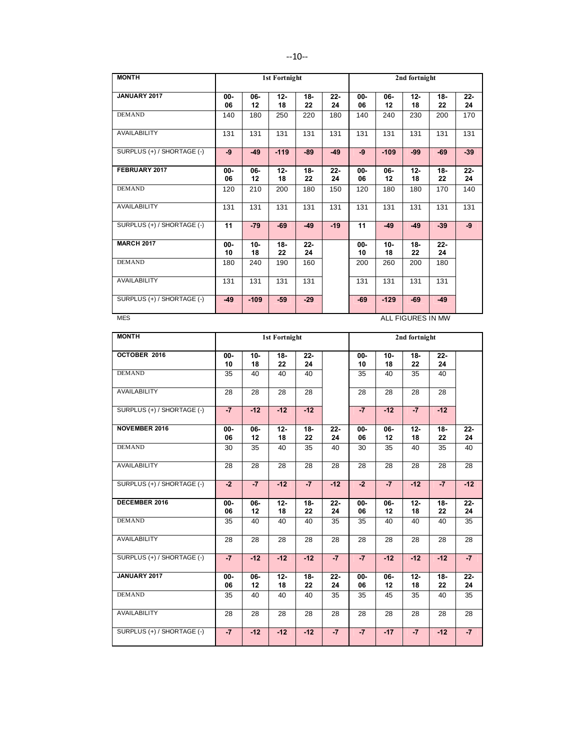| MONTH | 1st Fortnight | | | | | 2nd fortnight | | | | |
|---|---|---|---|---|---|---|---|---|---|---|
| **JANUARY 2017** | **00-06** | **06-12** | **12-18** | **18-22** | **22-24** | **00-06** | **06-12** | **12-18** | **18-22** | **22-24** |
| DEMAND | 140 | 180 | 250 | 220 | 180 | 140 | 240 | 230 | 200 | 170 |
| AVAILABILITY | 131 | 131 | 131 | 131 | 131 | 131 | 131 | 131 | 131 | 131 |
| SURPLUS (+) / SHORTAGE (-) | **-9** | **-49** | **-119** | **-89** | **-49** | **-9** | **-109** | **-99** | **-69** | **-39** |
| **FEBRUARY 2017** | **00-06** | **06-12** | **12-18** | **18-22** | **22-24** | **00-06** | **06-12** | **12-18** | **18-22** | **22-24** |
| DEMAND | 120 | 210 | 200 | 180 | 150 | 120 | 180 | 180 | 170 | 140 |
| AVAILABILITY | 131 | 131 | 131 | 131 | 131 | 131 | 131 | 131 | 131 | 131 |
| SURPLUS (+) / SHORTAGE (-) | **11** | **-79** | **-69** | **-49** | **-19** | **11** | **-49** | **-49** | **-39** | **-9** |
| **MARCH 2017** | **00-10** | **10-18** | **18-22** | **22-24** | | **00-10** | **10-18** | **18-22** | **22-24** | |
| DEMAND | 180 | 240 | 190 | 160 | | 200 | 260 | 200 | 180 | |
| AVAILABILITY | 131 | 131 | 131 | 131 | | 131 | 131 | 131 | 131 | |
| SURPLUS (+) / SHORTAGE (-) | **-49** | **-109** | **-59** | **-29** | | **-69** | **-129** | **-69** | **-49** | |

MES

ALL FIGURES IN MW

| MONTH | 1st Fortnight | | | | | 2nd fortnight | | | | |
|---|---|---|---|---|---|---|---|---|---|---|
| **OCTOBER 2016** | **00-10** | **10-18** | **18-22** | **22-24** | | **00-10** | **10-18** | **18-22** | **22-24** | |
| DEMAND | 35 | 40 | 40 | 40 | | 35 | 40 | 35 | 40 | |
| AVAILABILITY | 28 | 28 | 28 | 28 | | 28 | 28 | 28 | 28 | |
| SURPLUS (+) / SHORTAGE (-) | **-7** | **-12** | **-12** | **-12** | | **-7** | **-12** | **-7** | **-12** | |
| **NOVEMBER 2016** | **00-06** | **06-12** | **12-18** | **18-22** | **22-24** | **00-06** | **06-12** | **12-18** | **18-22** | **22-24** |
| DEMAND | 30 | 35 | 40 | 35 | 40 | 30 | 35 | 40 | 35 | 40 |
| AVAILABILITY | 28 | 28 | 28 | 28 | 28 | 28 | 28 | 28 | 28 | 28 |
| SURPLUS (+) / SHORTAGE (-) | **-2** | **-7** | **-12** | **-7** | **-12** | **-2** | **-7** | **-12** | **-7** | **-12** |
| **DECEMBER 2016** | **00-06** | **06-12** | **12-18** | **18-22** | **22-24** | **00-06** | **06-12** | **12-18** | **18-22** | **22-24** |
| DEMAND | 35 | 40 | 40 | 40 | 35 | 35 | 40 | 40 | 40 | 35 |
| AVAILABILITY | 28 | 28 | 28 | 28 | 28 | 28 | 28 | 28 | 28 | 28 |
| SURPLUS (+) / SHORTAGE (-) | **-7** | **-12** | **-12** | **-12** | **-7** | **-7** | **-12** | **-12** | **-12** | **-7** |
| **JANUARY 2017** | **00-06** | **06-12** | **12-18** | **18-22** | **22-24** | **00-06** | **06-12** | **12-18** | **18-22** | **22-24** |
| DEMAND | 35 | 40 | 40 | 40 | 35 | 35 | 45 | 35 | 40 | 35 |
| AVAILABILITY | 28 | 28 | 28 | 28 | 28 | 28 | 28 | 28 | 28 | 28 |
| SURPLUS (+) / SHORTAGE (-) | **-7** | **-12** | **-12** | **-12** | **-7** | **-7** | **-17** | **-7** | **-12** | **-7** |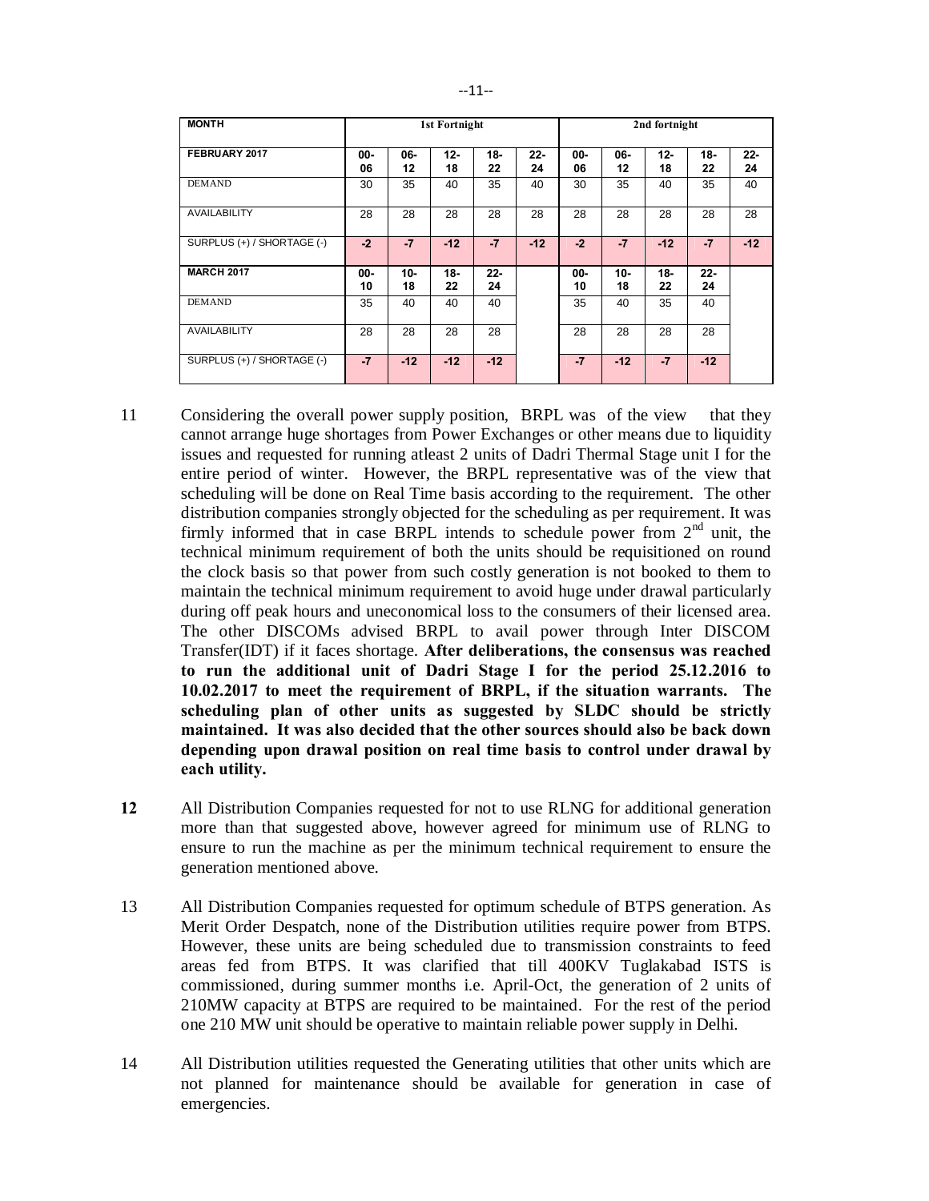| MONTH | 1st Fortnight | | | | | 2nd fortnight | | | | |
|---|---|---|---|---|---|---|---|---|---|---|
| FEBRUARY 2017 | 00-06 | 06-12 | 12-18 | 18-22 | 22-24 | 00-06 | 06-12 | 12-18 | 18-22 | 22-24 |
| DEMAND | 30 | 35 | 40 | 35 | 40 | 30 | 35 | 40 | 35 | 40 |
| AVAILABILITY | 28 | 28 | 28 | 28 | 28 | 28 | 28 | 28 | 28 | 28 |
| SURPLUS (+) / SHORTAGE (-) | -2 | -7 | -12 | -7 | -12 | -2 | -7 | -12 | -7 | -12 |
| MARCH 2017 | 00-10 | 10-18 | 18-22 | 22-24 | | 00-10 | 10-18 | 18-22 | 22-24 | |
| DEMAND | 35 | 40 | 40 | 40 | | 35 | 40 | 35 | 40 | |
| AVAILABILITY | 28 | 28 | 28 | 28 | | 28 | 28 | 28 | 28 | |
| SURPLUS (+) / SHORTAGE (-) | -7 | -12 | -12 | -12 | | -7 | -12 | -7 | -12 | |

11 Considering the overall power supply position, BRPL was of the view that they cannot arrange huge shortages from Power Exchanges or other means due to liquidity issues and requested for running atleast 2 units of Dadri Thermal Stage unit I for the entire period of winter. However, the BRPL representative was of the view that scheduling will be done on Real Time basis according to the requirement. The other distribution companies strongly objected for the scheduling as per requirement. It was firmly informed that in case BRPL intends to schedule power from 2nd unit, the technical minimum requirement of both the units should be requisitioned on round the clock basis so that power from such costly generation is not booked to them to maintain the technical minimum requirement to avoid huge under drawal particularly during off peak hours and uneconomical loss to the consumers of their licensed area. The other DISCOMs advised BRPL to avail power through Inter DISCOM Transfer(IDT) if it faces shortage. **After deliberations, the consensus was reached to run the additional unit of Dadri Stage I for the period 25.12.2016 to 10.02.2017 to meet the requirement of BRPL, if the situation warrants. The scheduling plan of other units as suggested by SLDC should be strictly maintained. It was also decided that the other sources should also be back down depending upon drawal position on real time basis to control under drawal by each utility.**

**12** All Distribution Companies requested for not to use RLNG for additional generation more than that suggested above, however agreed for minimum use of RLNG to ensure to run the machine as per the minimum technical requirement to ensure the generation mentioned above.

13 All Distribution Companies requested for optimum schedule of BTPS generation. As Merit Order Despatch, none of the Distribution utilities require power from BTPS. However, these units are being scheduled due to transmission constraints to feed areas fed from BTPS. It was clarified that till 400KV Tuglakabad ISTS is commissioned, during summer months i.e. April-Oct, the generation of 2 units of 210MW capacity at BTPS are required to be maintained. For the rest of the period one 210 MW unit should be operative to maintain reliable power supply in Delhi.

14 All Distribution utilities requested the Generating utilities that other units which are not planned for maintenance should be available for generation in case of emergencies.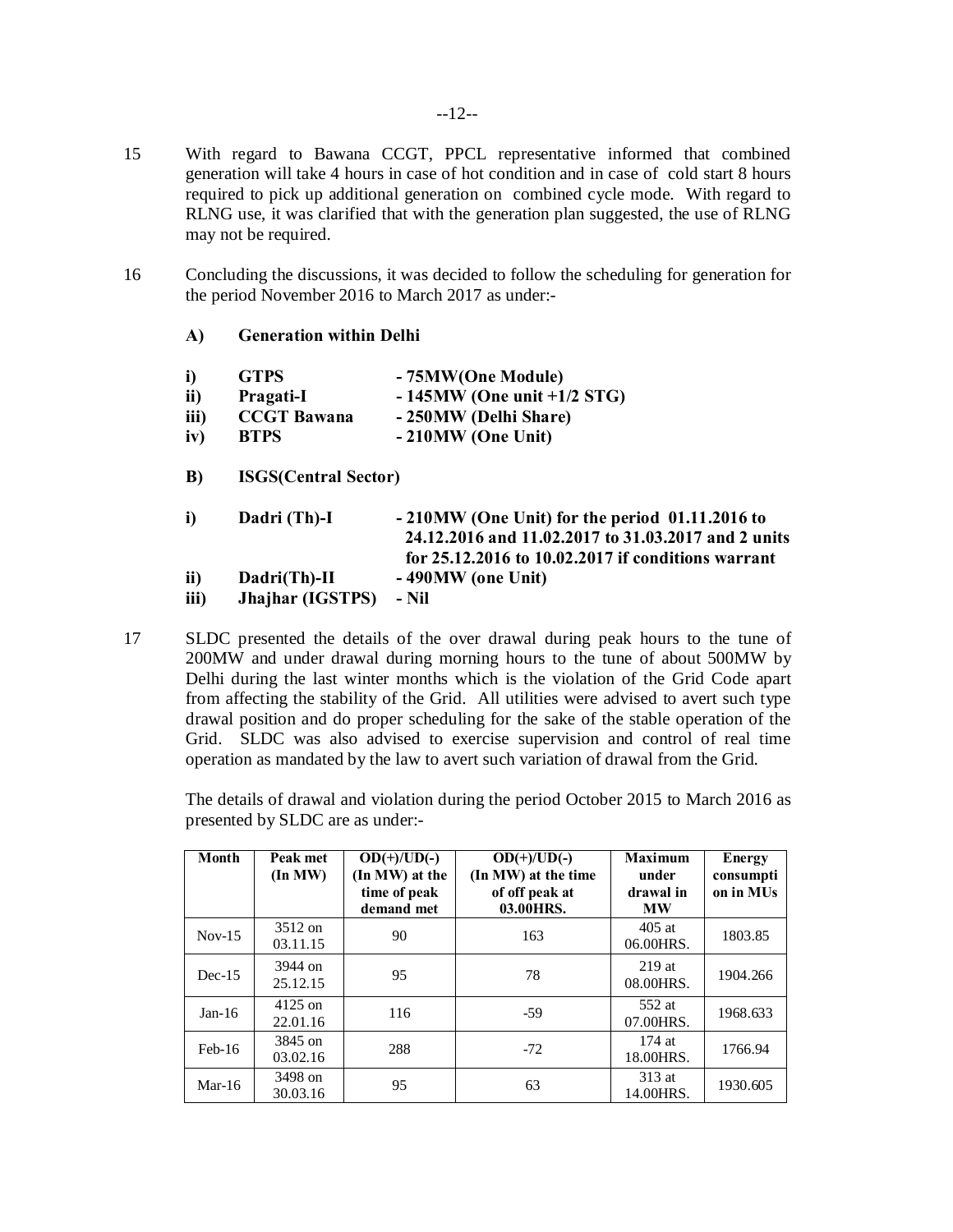15 With regard to Bawana CCGT, PPCL representative informed that combined generation will take 4 hours in case of hot condition and in case of cold start 8 hours required to pick up additional generation on combined cycle mode. With regard to RLNG use, it was clarified that with the generation plan suggested, the use of RLNG may not be required.

16 Concluding the discussions, it was decided to follow the scheduling for generation for the period November 2016 to March 2017 as under:-

**A) Generation within Delhi**

| | | |
|---|---|---|
| **i)** | **GTPS** | **- 75MW(One Module)** |
| **ii)** | **Pragati-I** | **- 145MW (One unit +1/2 STG)** |
| **iii)** | **CCGT Bawana** | **- 250MW (Delhi Share)** |
| **iv)** | **BTPS** | **- 210MW (One Unit)** |

**B) ISGS(Central Sector)**

| | | |
|---|---|---|
| **i)** | **Dadri (Th)-I** | **- 210MW (One Unit) for the period 01.11.2016 to 24.12.2016 and 11.02.2017 to 31.03.2017 and 2 units for 25.12.2016 to 10.02.2017 if conditions warrant** |
| **ii)** | **Dadri(Th)-II** | **- 490MW (one Unit)** |
| **iii)** | **Jhajhar (IGSTPS)** | **- Nil** |

17 SLDC presented the details of the over drawal during peak hours to the tune of 200MW and under drawal during morning hours to the tune of about 500MW by Delhi during the last winter months which is the violation of the Grid Code apart from affecting the stability of the Grid. All utilities were advised to avert such type drawal position and do proper scheduling for the sake of the stable operation of the Grid. SLDC was also advised to exercise supervision and control of real time operation as mandated by the law to avert such variation of drawal from the Grid.

The details of drawal and violation during the period October 2015 to March 2016 as presented by SLDC are as under:-

| Month | Peak met (In MW) | OD(+)/UD(-) (In MW) at the time of peak demand met | OD(+)/UD(-) (In MW) at the time of off peak at 03.00HRS. | Maximum under drawal in MW | Energy consumption in MUs |
|---|---|---|---|---|---|
| Nov-15 | 3512 on 03.11.15 | 90 | 163 | 405 at 06.00HRS. | 1803.85 |
| Dec-15 | 3944 on 25.12.15 | 95 | 78 | 219 at 08.00HRS. | 1904.266 |
| Jan-16 | 4125 on 22.01.16 | 116 | -59 | 552 at 07.00HRS. | 1968.633 |
| Feb-16 | 3845 on 03.02.16 | 288 | -72 | 174 at 18.00HRS. | 1766.94 |
| Mar-16 | 3498 on 30.03.16 | 95 | 63 | 313 at 14.00HRS. | 1930.605 |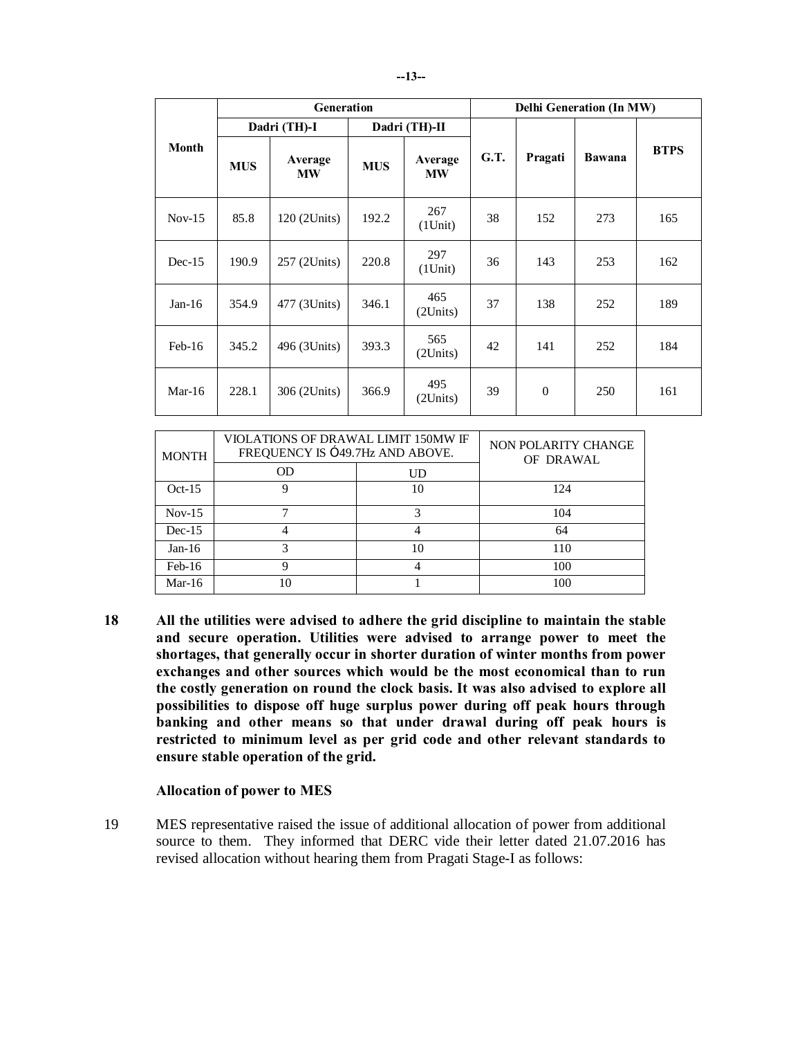| Month | Generation | | | | Delhi Generation (In MW) | | | |
|---|---|---|---|---|---|---|---|---|
| | Dadri (TH)-I | | Dadri (TH)-II | | G.T. | Pragati | Bawana | BTPS |
| | MUS | Average MW | MUS | Average MW | | | | |
| Nov-15 | 85.8 | 120 (2Units) | 192.2 | 267 (1Unit) | 38 | 152 | 273 | 165 |
| Dec-15 | 190.9 | 257 (2Units) | 220.8 | 297 (1Unit) | 36 | 143 | 253 | 162 |
| Jan-16 | 354.9 | 477 (3Units) | 346.1 | 465 (2Units) | 37 | 138 | 252 | 189 |
| Feb-16 | 345.2 | 496 (3Units) | 393.3 | 565 (2Units) | 42 | 141 | 252 | 184 |
| Mar-16 | 228.1 | 306 (2Units) | 366.9 | 495 (2Units) | 39 | 0 | 250 | 161 |

| MONTH | VIOLATIONS OF DRAWAL LIMIT 150MW IF FREQUENCY IS Ó49.7Hz AND ABOVE. | | NON POLARITY CHANGE OF DRAWAL |
|---|---|---|---|
| | OD | UD | |
| Oct-15 | 9 | 10 | 124 |
| Nov-15 | 7 | 3 | 104 |
| Dec-15 | 4 | 4 | 64 |
| Jan-16 | 3 | 10 | 110 |
| Feb-16 | 9 | 4 | 100 |
| Mar-16 | 10 | 1 | 100 |

**18 All the utilities were advised to adhere the grid discipline to maintain the stable and secure operation. Utilities were advised to arrange power to meet the shortages, that generally occur in shorter duration of winter months from power exchanges and other sources which would be the most economical than to run the costly generation on round the clock basis. It was also advised to explore all possibilities to dispose off huge surplus power during off peak hours through banking and other means so that under drawal during off peak hours is restricted to minimum level as per grid code and other relevant standards to ensure stable operation of the grid.**

**Allocation of power to MES**

19 MES representative raised the issue of additional allocation of power from additional source to them. They informed that DERC vide their letter dated 21.07.2016 has revised allocation without hearing them from Pragati Stage-I as follows: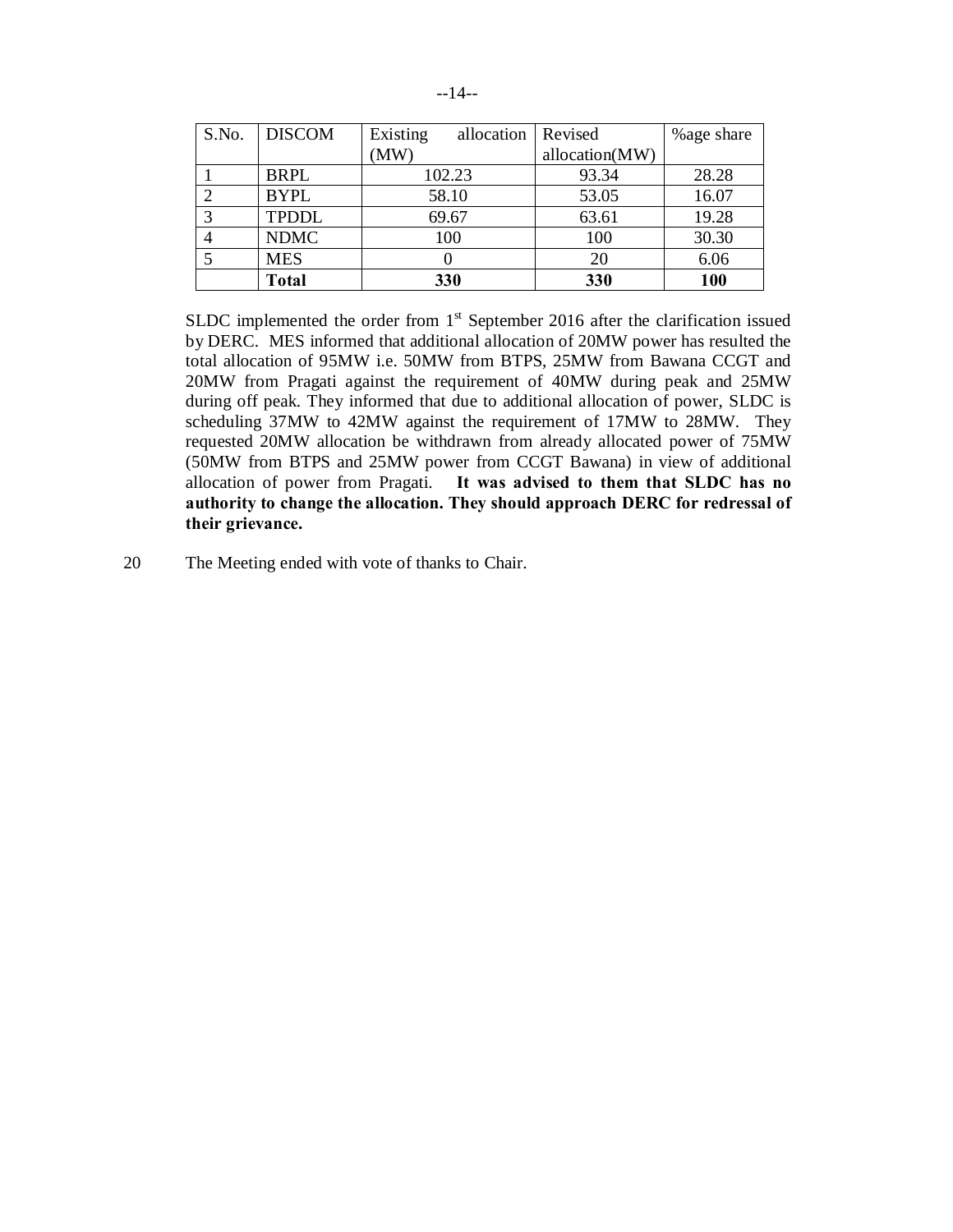| S.No. | DISCOM | Existing allocation (MW) | Revised allocation(MW) | %age share |
|---|---|---|---|---|
| 1 | BRPL | 102.23 | 93.34 | 28.28 |
| 2 | BYPL | 58.10 | 53.05 | 16.07 |
| 3 | TPDDL | 69.67 | 63.61 | 19.28 |
| 4 | NDMC | 100 | 100 | 30.30 |
| 5 | MES | 0 | 20 | 6.06 |
| | **Total** | **330** | **330** | **100** |

SLDC implemented the order from 1st September 2016 after the clarification issued by DERC. MES informed that additional allocation of 20MW power has resulted the total allocation of 95MW i.e. 50MW from BTPS, 25MW from Bawana CCGT and 20MW from Pragati against the requirement of 40MW during peak and 25MW during off peak. They informed that due to additional allocation of power, SLDC is scheduling 37MW to 42MW against the requirement of 17MW to 28MW. They requested 20MW allocation be withdrawn from already allocated power of 75MW (50MW from BTPS and 25MW power from CCGT Bawana) in view of additional allocation of power from Pragati. **It was advised to them that SLDC has no authority to change the allocation. They should approach DERC for redressal of their grievance.**

20 The Meeting ended with vote of thanks to Chair.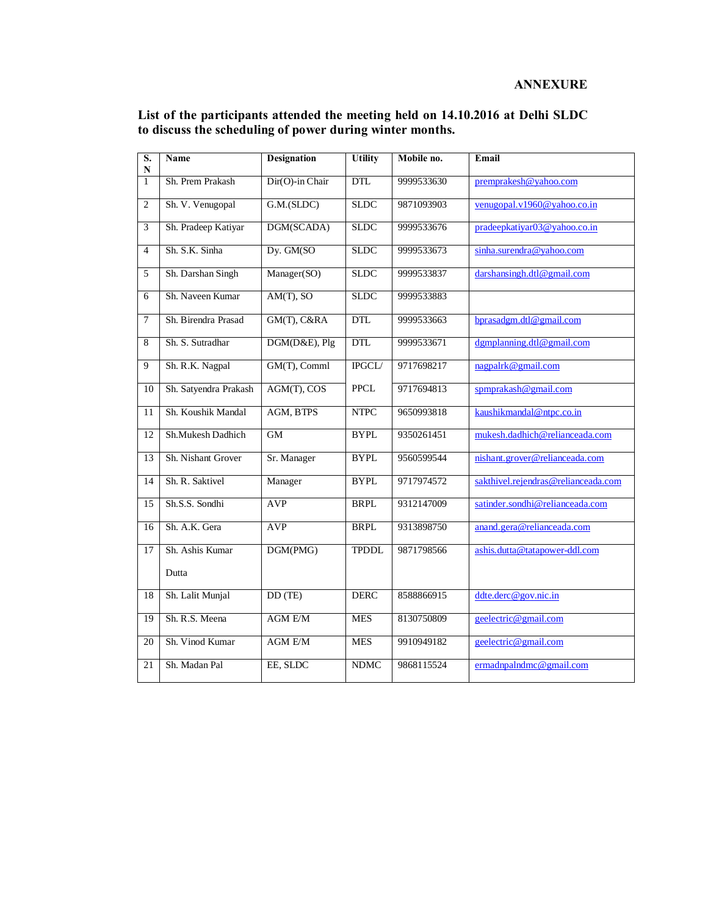**ANNEXURE**

**List of the participants attended the meeting held on 14.10.2016 at Delhi SLDC to discuss the scheduling of power during winter months.**

| S. N | Name | Designation | Utility | Mobile no. | Email |
|---|---|---|---|---|---|
| 1 | Sh. Prem Prakash | Dir(O)-in Chair | DTL | 9999533630 | prempprakesh@yahoo.com |
| 2 | Sh. V. Venugopal | G.M.(SLDC) | SLDC | 9871093903 | venugopal.v1960@yahoo.co.in |
| 3 | Sh. Pradeep Katiyar | DGM(SCADA) | SLDC | 9999533676 | pradeepkatiyar03@yahoo.co.in |
| 4 | Sh. S.K. Sinha | Dy. GM(SO | SLDC | 9999533673 | sinha.surendra@yahoo.com |
| 5 | Sh. Darshan Singh | Manager(SO) | SLDC | 9999533837 | darshansingh.dtl@gmail.com |
| 6 | Sh. Naveen Kumar | AM(T), SO | SLDC | 9999533883 | |
| 7 | Sh. Birendra Prasad | GM(T), C&RA | DTL | 9999533663 | bprasadgm.dtl@gmail.com |
| 8 | Sh. S. Sutradhar | DGM(D&E), Plg | DTL | 9999533671 | dgmplanning.dtl@gmail.com |
| 9 | Sh. R.K. Nagpal | GM(T), Comml | IPGCL/ PPCL | 9717698217 | nagpalrk@gmail.com |
| 10 | Sh. Satyendra Prakash | AGM(T), COS | | 9717694813 | spmprakash@gmail.com |
| 11 | Sh. Koushik Mandal | AGM, BTPS | NTPC | 9650993818 | kaushikmandal@ntpc.co.in |
| 12 | Sh.Mukesh Dadhich | GM | BYPL | 9350261451 | mukesh.dadhich@relianceada.com |
| 13 | Sh. Nishant Grover | Sr. Manager | BYPL | 9560599544 | nishant.grover@relianceada.com |
| 14 | Sh. R. Saktivel | Manager | BYPL | 9717974572 | sakthivel.rejendras@relianceada.com |
| 15 | Sh.S.S. Sondhi | AVP | BRPL | 9312147009 | satinder.sondhi@relianceada.com |
| 16 | Sh. A.K. Gera | AVP | BRPL | 9313898750 | anand.gera@relianceada.com |
| 17 | Sh. Ashis Kumar Dutta | DGM(PMG) | TPDDL | 9871798566 | ashis.dutta@tatapower-ddl.com |
| 18 | Sh. Lalit Munjal | DD (TE) | DERC | 8588866915 | ddte.derc@gov.nic.in |
| 19 | Sh. R.S. Meena | AGM E/M | MES | 8130750809 | geelectric@gmail.com |
| 20 | Sh. Vinod Kumar | AGM E/M | MES | 9910949182 | geelectric@gmail.com |
| 21 | Sh. Madan Pal | EE, SLDC | NDMC | 9868115524 | ermadnpalndmc@gmail.com |